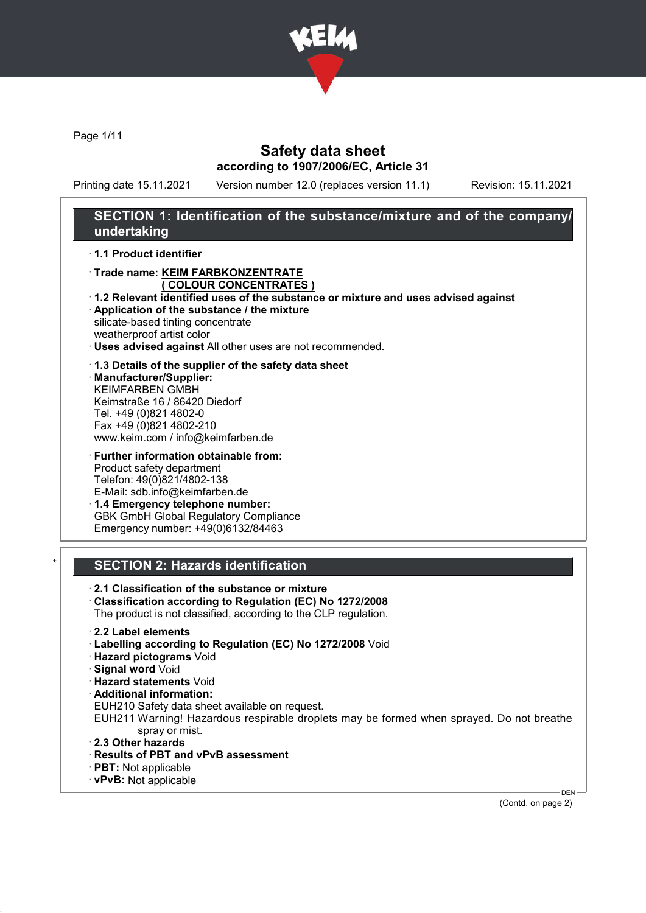# Safety data sheet

according to 1907/2006/EC, Article 31

Printing date 15.11.2021 Version number 12.0 (replaces version 11.1) Revision: 15.11.2021

## SECTION 1: Identification of the substance/mixture and of the company/undertaking

- **1.1 Product identifier**
- **Trade name:** **KEIM FARBKONZENTRATE ( COLOUR CONCENTRATES )**
- **1.2 Relevant identified uses of the substance or mixture and uses advised against**
- **Application of the substance / the mixture**
  silicate-based tinting concentrate
  weatherproof artist color
- **Uses advised against** All other uses are not recommended.

- **1.3 Details of the supplier of the safety data sheet**
- **Manufacturer/Supplier:**
  KEIMFARBEN GMBH
  Keimstraße 16 / 86420 Diedorf
  Tel. +49 (0)821 4802-0
  Fax +49 (0)821 4802-210
  www.keim.com / info@keimfarben.de

- **Further information obtainable from:**
  Product safety department
  Telefon: 49(0)821/4802-138
  E-Mail: sdb.info@keimfarben.de
- **1.4 Emergency telephone number:**
  GBK GmbH Global Regulatory Compliance
  Emergency number: +49(0)6132/84463

## * SECTION 2: Hazards identification

- **2.1 Classification of the substance or mixture**
- **Classification according to Regulation (EC) No 1272/2008**
  The product is not classified, according to the CLP regulation.

- **2.2 Label elements**
- **Labelling according to Regulation (EC) No 1272/2008** Void
- **Hazard pictograms** Void
- **Signal word** Void
- **Hazard statements** Void
- **Additional information:**
  EUH210 Safety data sheet available on request.
  EUH211 Warning! Hazardous respirable droplets may be formed when sprayed. Do not breathe spray or mist.
- **2.3 Other hazards**
- **Results of PBT and vPvB assessment**
- **PBT:** Not applicable
- **vPvB:** Not applicable

(Contd. on page 2)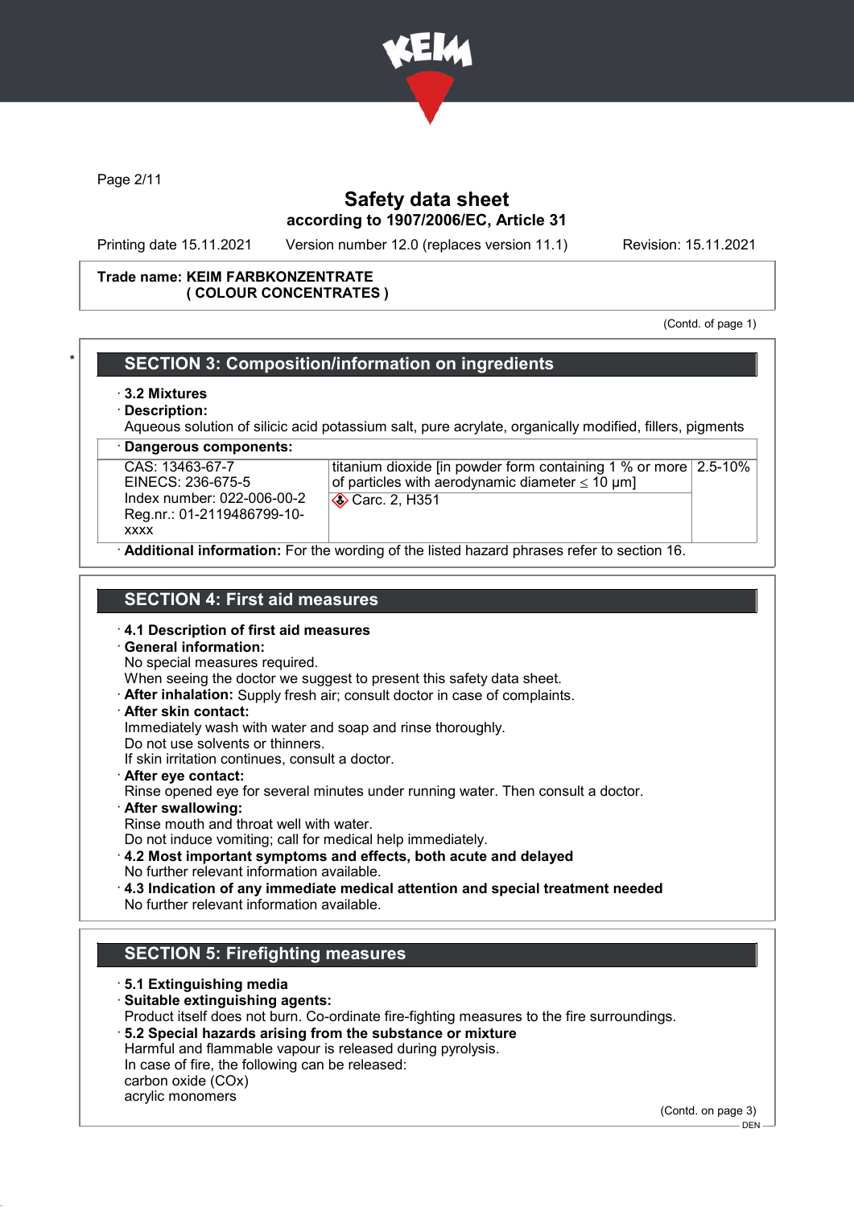**Trade name: KEIM FARBKONZENTRATE**
**( COLOUR CONCENTRATES )**

(Contd. of page 1)

## SECTION 3: Composition/information on ingredients

· **3.2 Mixtures**
· **Description:**
Aqueous solution of silicic acid potassium salt, pure acrylate, organically modified, fillers, pigments

· **Dangerous components:**

| | | |
|---|---|---|
| CAS: 13463-67-7<br>EINECS: 236-675-5<br>Index number: 022-006-00-2<br>Reg.nr.: 01-2119486799-10-xxxx | titanium dioxide [in powder form containing 1 % or more of particles with aerodynamic diameter ≤ 10 μm]<br>Carc. 2, H351 | 2.5-10% |

· **Additional information:** For the wording of the listed hazard phrases refer to section 16.

## SECTION 4: First aid measures

· **4.1 Description of first aid measures**
· **General information:**
No special measures required.
When seeing the doctor we suggest to present this safety data sheet.
· **After inhalation:** Supply fresh air; consult doctor in case of complaints.
· **After skin contact:**
Immediately wash with water and soap and rinse thoroughly.
Do not use solvents or thinners.
If skin irritation continues, consult a doctor.
· **After eye contact:**
Rinse opened eye for several minutes under running water. Then consult a doctor.
· **After swallowing:**
Rinse mouth and throat well with water.
Do not induce vomiting; call for medical help immediately.
· **4.2 Most important symptoms and effects, both acute and delayed**
No further relevant information available.
· **4.3 Indication of any immediate medical attention and special treatment needed**
No further relevant information available.

## SECTION 5: Firefighting measures

· **5.1 Extinguishing media**
· **Suitable extinguishing agents:**
Product itself does not burn. Co-ordinate fire-fighting measures to the fire surroundings.
· **5.2 Special hazards arising from the substance or mixture**
Harmful and flammable vapour is released during pyrolysis.
In case of fire, the following can be released:
carbon oxide (COx)
acrylic monomers

(Contd. on page 3)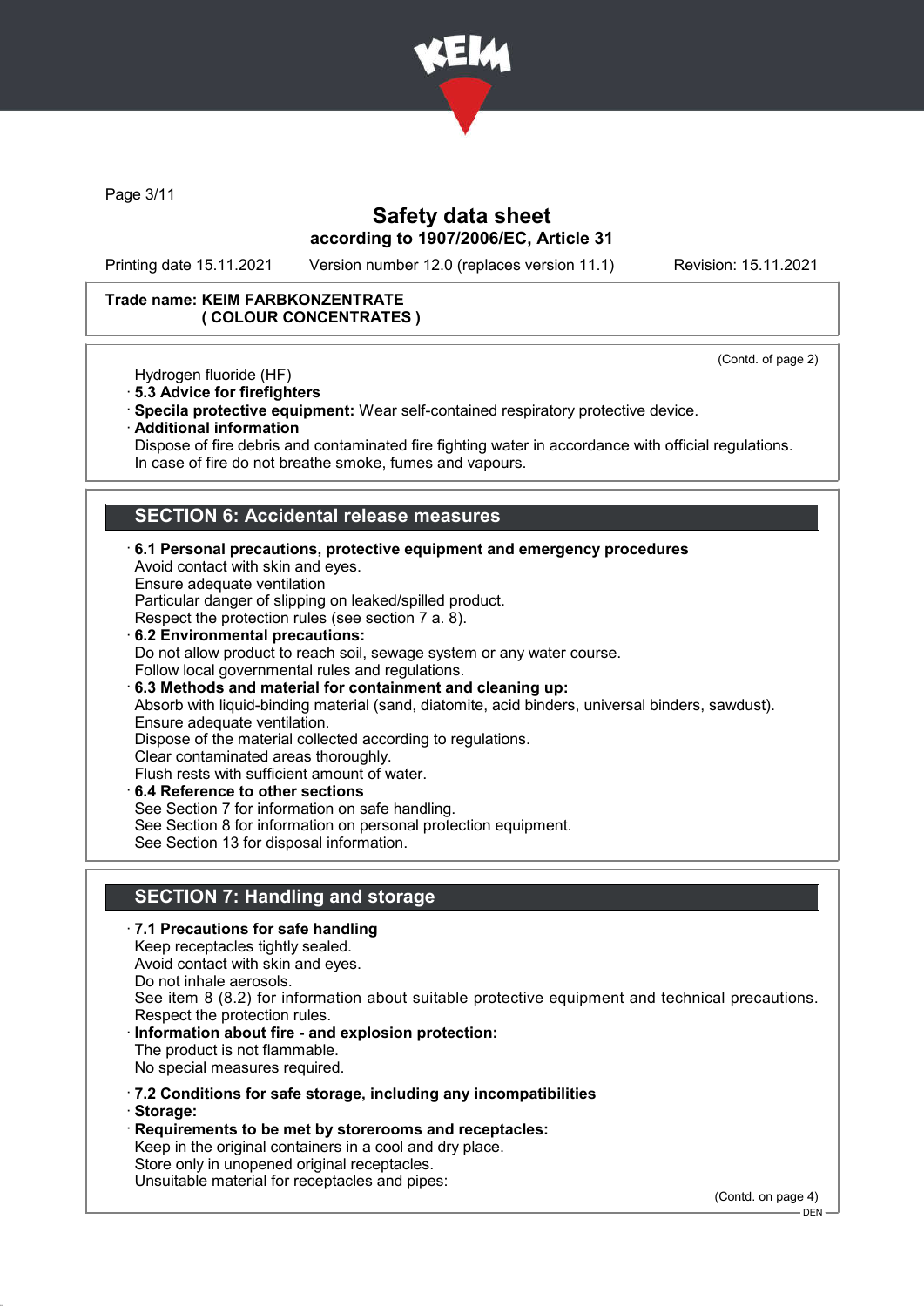Safety data sheet
according to 1907/2006/EC, Article 31

Printing date 15.11.2021 Version number 12.0 (replaces version 11.1) Revision: 15.11.2021

**Trade name: KEIM FARBKONZENTRATE ( COLOUR CONCENTRATES )**

(Contd. of page 2)

Hydrogen fluoride (HF)

· **5.3 Advice for firefighters**

· **Specila protective equipment:** Wear self-contained respiratory protective device.

· **Additional information**

Dispose of fire debris and contaminated fire fighting water in accordance with official regulations.
In case of fire do not breathe smoke, fumes and vapours.

## SECTION 6: Accidental release measures

· **6.1 Personal precautions, protective equipment and emergency procedures**

Avoid contact with skin and eyes.
Ensure adequate ventilation
Particular danger of slipping on leaked/spilled product.
Respect the protection rules (see section 7 a. 8).

· **6.2 Environmental precautions:**

Do not allow product to reach soil, sewage system or any water course.
Follow local governmental rules and regulations.

· **6.3 Methods and material for containment and cleaning up:**

Absorb with liquid-binding material (sand, diatomite, acid binders, universal binders, sawdust).
Ensure adequate ventilation.
Dispose of the material collected according to regulations.
Clear contaminated areas thoroughly.
Flush rests with sufficient amount of water.

· **6.4 Reference to other sections**

See Section 7 for information on safe handling.
See Section 8 for information on personal protection equipment.
See Section 13 for disposal information.

## SECTION 7: Handling and storage

· **7.1 Precautions for safe handling**

Keep receptacles tightly sealed.
Avoid contact with skin and eyes.
Do not inhale aerosols.
See item 8 (8.2) for information about suitable protective equipment and technical precautions.
Respect the protection rules.

· **Information about fire - and explosion protection:**

The product is not flammable.
No special measures required.

· **7.2 Conditions for safe storage, including any incompatibilities**

· **Storage:**

· **Requirements to be met by storerooms and receptacles:**

Keep in the original containers in a cool and dry place.
Store only in unopened original receptacles.
Unsuitable material for receptacles and pipes:

(Contd. on page 4)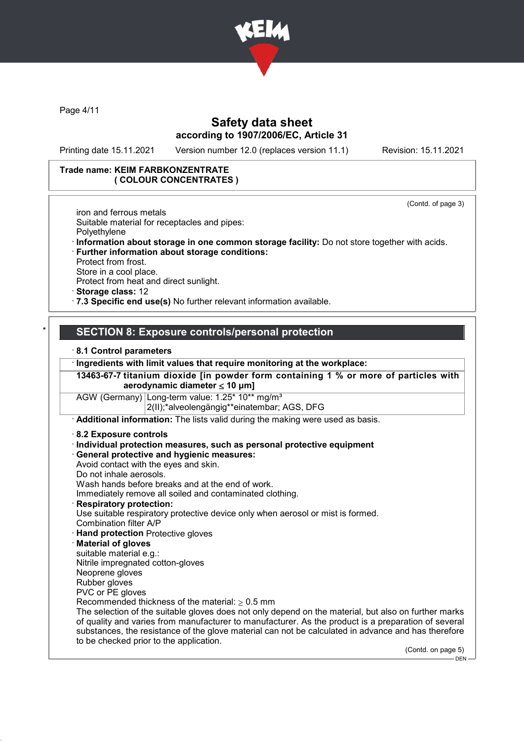Trade name: KEIM FARBKONZENTRATE
( COLOUR CONCENTRATES )

(Contd. of page 3)

iron and ferrous metals
Suitable material for receptacles and pipes:
Polyethylene

· **Information about storage in one common storage facility:** Do not store together with acids.
· **Further information about storage conditions:**
Protect from frost.
Store in a cool place.
Protect from heat and direct sunlight.
· **Storage class:** 12
· **7.3 Specific end use(s)** No further relevant information available.

## * SECTION 8: Exposure controls/personal protection

· **8.1 Control parameters**

| · **Ingredients with limit values that require monitoring at the workplace:** | |
|---|---|
| **13463-67-7 titanium dioxide [in powder form containing 1 % or more of particles with aerodynamic diameter ≤ 10 μm]** | |
| AGW (Germany) | Long-term value: 1.25* 10** mg/m³<br>2(II);*alveolengängig**einatembar; AGS, DFG |

· **Additional information:** The lists valid during the making were used as basis.

· **8.2 Exposure controls**
· **Individual protection measures, such as personal protective equipment**
· **General protective and hygienic measures:**
Avoid contact with the eyes and skin.
Do not inhale aerosols.
Wash hands before breaks and at the end of work.
Immediately remove all soiled and contaminated clothing.
· **Respiratory protection:**
Use suitable respiratory protective device only when aerosol or mist is formed.
Combination filter A/P
· **Hand protection** Protective gloves
· **Material of gloves**
suitable material e.g.:
Nitrile impregnated cotton-gloves
Neoprene gloves
Rubber gloves
PVC or PE gloves
Recommended thickness of the material: ≥ 0.5 mm
The selection of the suitable gloves does not only depend on the material, but also on further marks of quality and varies from manufacturer to manufacturer. As the product is a preparation of several substances, the resistance of the glove material can not be calculated in advance and has therefore to be checked prior to the application.

(Contd. on page 5)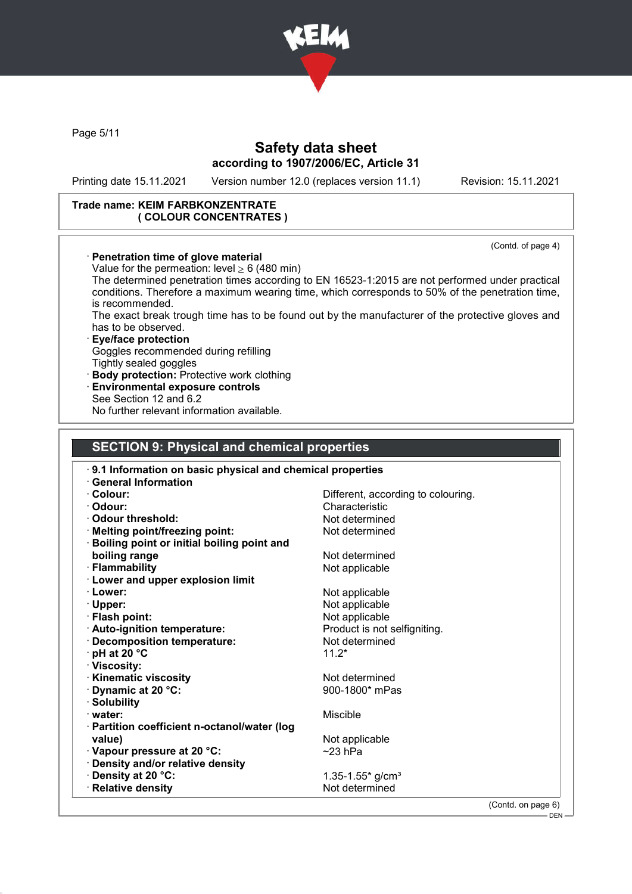**Trade name: KEIM FARBKONZENTRATE ( COLOUR CONCENTRATES )**

(Contd. of page 4)

· **Penetration time of glove material**
Value for the permeation: level ≥ 6 (480 min)
The determined penetration times according to EN 16523-1:2015 are not performed under practical conditions. Therefore a maximum wearing time, which corresponds to 50% of the penetration time, is recommended.
The exact break trough time has to be found out by the manufacturer of the protective gloves and has to be observed.

· **Eye/face protection**
Goggles recommended during refilling
Tightly sealed goggles

· **Body protection:** Protective work clothing

· **Environmental exposure controls**
See Section 12 and 6.2
No further relevant information available.

## SECTION 9: Physical and chemical properties

· **9.1 Information on basic physical and chemical properties**

· **General Information**

| Property | Value |
|---|---|
| · **Colour:** | Different, according to colouring. |
| · **Odour:** | Characteristic |
| · **Odour threshold:** | Not determined |
| · **Melting point/freezing point:** | Not determined |
| · **Boiling point or initial boiling point and boiling range** | Not determined |
| · **Flammability** | Not applicable |
| · **Lower and upper explosion limit** | |
| · **Lower:** | Not applicable |
| · **Upper:** | Not applicable |
| · **Flash point:** | Not applicable |
| · **Auto-ignition temperature:** | Product is not selfigniting. |
| · **Decomposition temperature:** | Not determined |
| · **pH at 20 °C** | 11.2* |
| · **Viscosity:** | |
| · **Kinematic viscosity** | Not determined |
| · **Dynamic at 20 °C:** | 900-1800* mPas |
| · **Solubility** | |
| · **water:** | Miscible |
| · **Partition coefficient n-octanol/water (log value)** | Not applicable |
| · **Vapour pressure at 20 °C:** | ~23 hPa |
| · **Density and/or relative density** | |
| · **Density at 20 °C:** | 1.35-1.55* g/cm³ |
| · **Relative density** | Not determined |

(Contd. on page 6)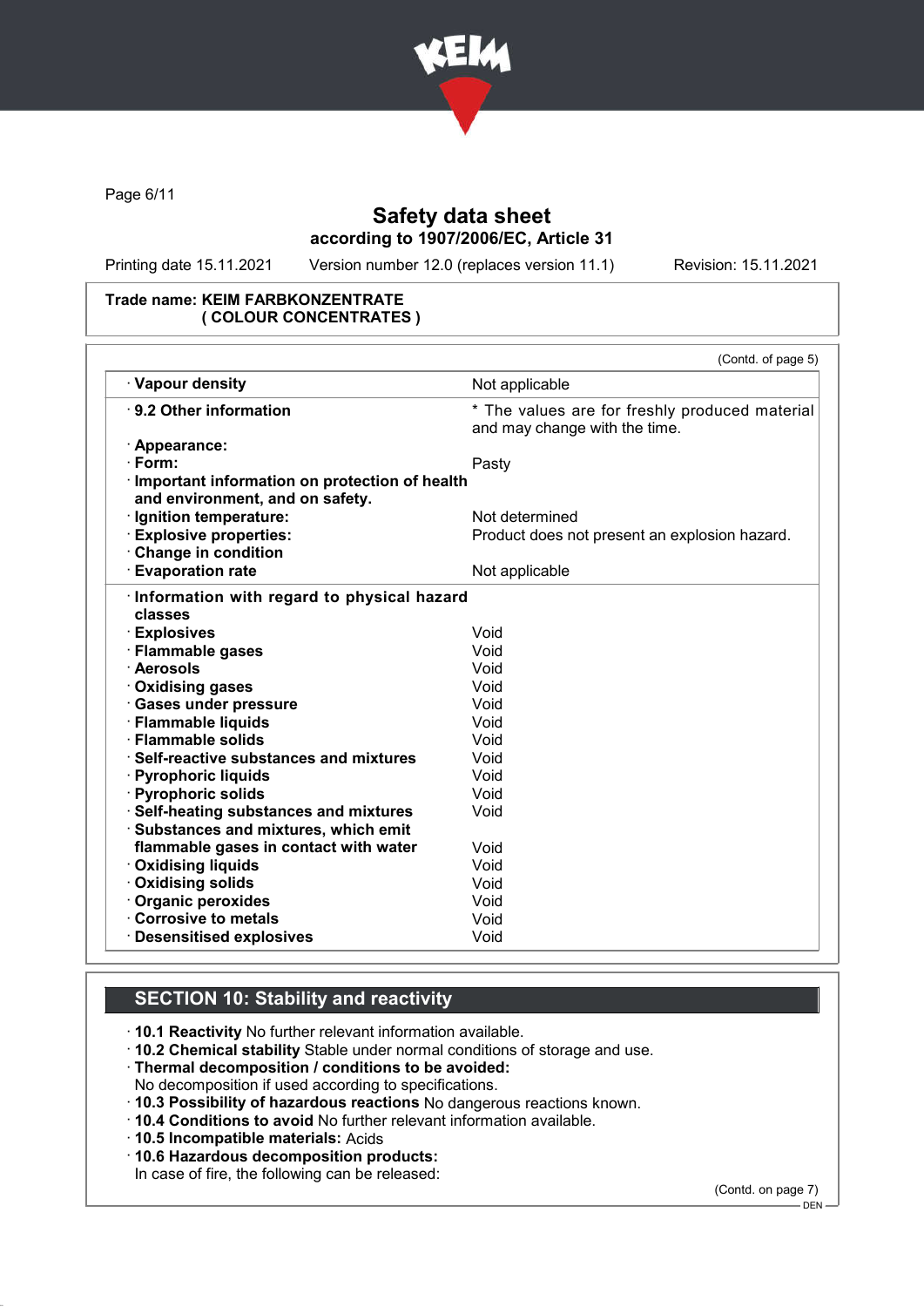# Safety data sheet
according to 1907/2006/EC, Article 31

Printing date 15.11.2021 Version number 12.0 (replaces version 11.1) Revision: 15.11.2021

**Trade name: KEIM FARBKONZENTRATE ( COLOUR CONCENTRATES )**

(Contd. of page 5)

| | |
|---|---|
| · **Vapour density** | Not applicable |
| · **9.2 Other information** | * The values are for freshly produced material and may change with the time. |
| · **Appearance:** | |
| · **Form:** | Pasty |
| · **Important information on protection of health and environment, and on safety.** | |
| · **Ignition temperature:** | Not determined |
| · **Explosive properties:** | Product does not present an explosion hazard. |
| · **Change in condition** | |
| · **Evaporation rate** | Not applicable |
| · **Information with regard to physical hazard classes** | |
| · **Explosives** | Void |
| · **Flammable gases** | Void |
| · **Aerosols** | Void |
| · **Oxidising gases** | Void |
| · **Gases under pressure** | Void |
| · **Flammable liquids** | Void |
| · **Flammable solids** | Void |
| · **Self-reactive substances and mixtures** | Void |
| · **Pyrophoric liquids** | Void |
| · **Pyrophoric solids** | Void |
| · **Self-heating substances and mixtures** | Void |
| · **Substances and mixtures, which emit flammable gases in contact with water** | Void |
| · **Oxidising liquids** | Void |
| · **Oxidising solids** | Void |
| · **Organic peroxides** | Void |
| · **Corrosive to metals** | Void |
| · **Desensitised explosives** | Void |

## SECTION 10: Stability and reactivity

· **10.1 Reactivity** No further relevant information available.
· **10.2 Chemical stability** Stable under normal conditions of storage and use.
· **Thermal decomposition / conditions to be avoided:**
No decomposition if used according to specifications.
· **10.3 Possibility of hazardous reactions** No dangerous reactions known.
· **10.4 Conditions to avoid** No further relevant information available.
· **10.5 Incompatible materials:** Acids
· **10.6 Hazardous decomposition products:**
In case of fire, the following can be released:

(Contd. on page 7)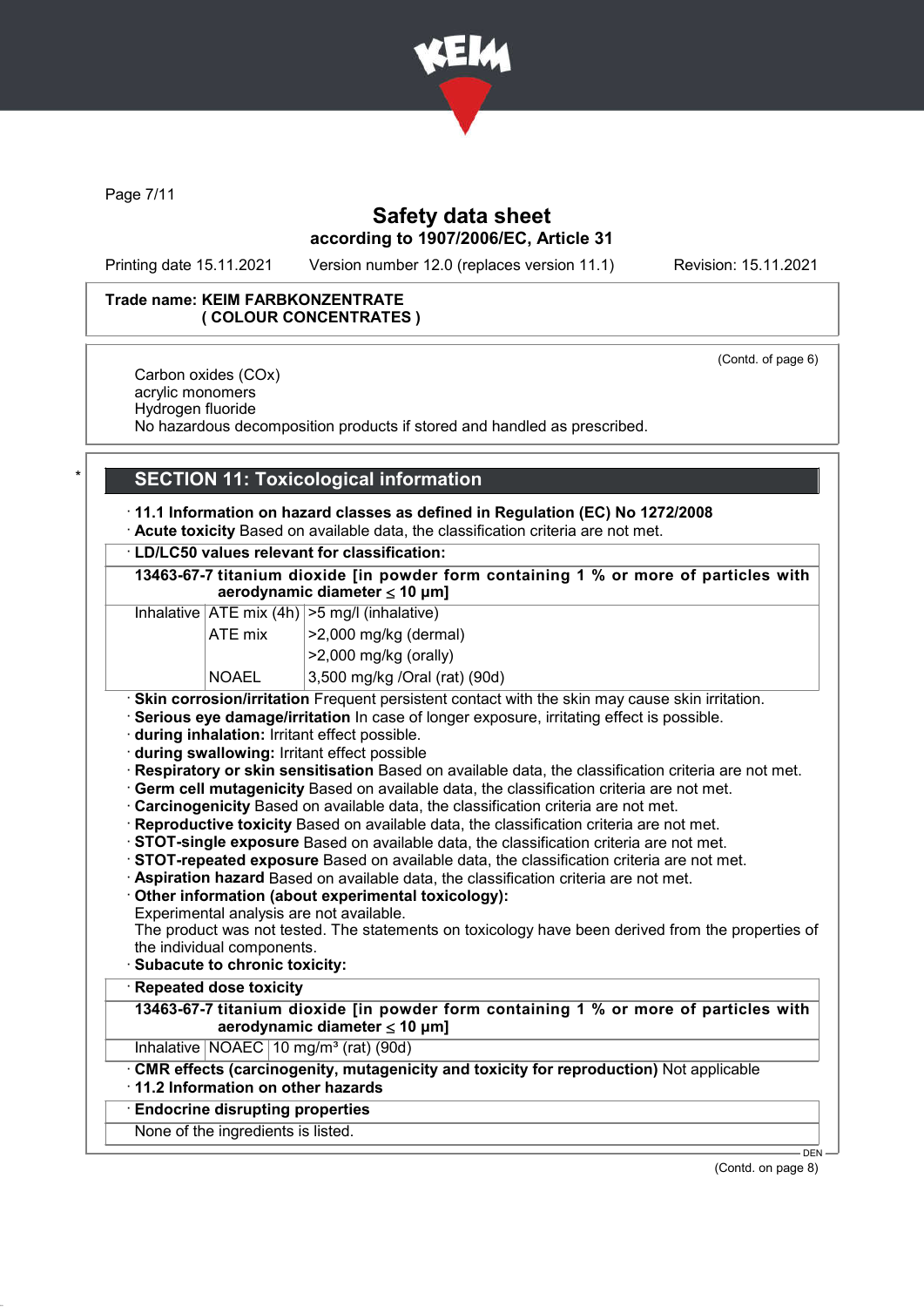**Safety data sheet**
**according to 1907/2006/EC, Article 31**

Printing date 15.11.2021 | Version number 12.0 (replaces version 11.1) | Revision: 15.11.2021

**Trade name: KEIM FARBKONZENTRATE ( COLOUR CONCENTRATES )**

(Contd. of page 6)

Carbon oxides (COx)
acrylic monomers
Hydrogen fluoride
No hazardous decomposition products if stored and handled as prescribed.

## SECTION 11: Toxicological information

· **11.1 Information on hazard classes as defined in Regulation (EC) No 1272/2008**
· **Acute toxicity** Based on available data, the classification criteria are not met.

· **LD/LC50 values relevant for classification:**

| **13463-67-7 titanium dioxide [in powder form containing 1 % or more of particles with aerodynamic diameter ≤ 10 μm]** | | |
|---|---|---|
| Inhalative | ATE mix (4h) | >5 mg/l (inhalative) |
| | ATE mix | >2,000 mg/kg (dermal) |
| | | >2,000 mg/kg (orally) |
| | NOAEL | 3,500 mg/kg /Oral (rat) (90d) |

· **Skin corrosion/irritation** Frequent persistent contact with the skin may cause skin irritation.
· **Serious eye damage/irritation** In case of longer exposure, irritating effect is possible.
· **during inhalation:** Irritant effect possible.
· **during swallowing:** Irritant effect possible
· **Respiratory or skin sensitisation** Based on available data, the classification criteria are not met.
· **Germ cell mutagenicity** Based on available data, the classification criteria are not met.
· **Carcinogenicity** Based on available data, the classification criteria are not met.
· **Reproductive toxicity** Based on available data, the classification criteria are not met.
· **STOT-single exposure** Based on available data, the classification criteria are not met.
· **STOT-repeated exposure** Based on available data, the classification criteria are not met.
· **Aspiration hazard** Based on available data, the classification criteria are not met.
· **Other information (about experimental toxicology):**
Experimental analysis are not available.
The product was not tested. The statements on toxicology have been derived from the properties of the individual components.
· **Subacute to chronic toxicity:**

· **Repeated dose toxicity**

| **13463-67-7 titanium dioxide [in powder form containing 1 % or more of particles with aerodynamic diameter ≤ 10 μm]** | | |
|---|---|---|
| Inhalative | NOAEC | 10 mg/m³ (rat) (90d) |

· **CMR effects (carcinogenity, mutagenicity and toxicity for reproduction)** Not applicable
· **11.2 Information on other hazards**

· **Endocrine disrupting properties**
None of the ingredients is listed.

(Contd. on page 8)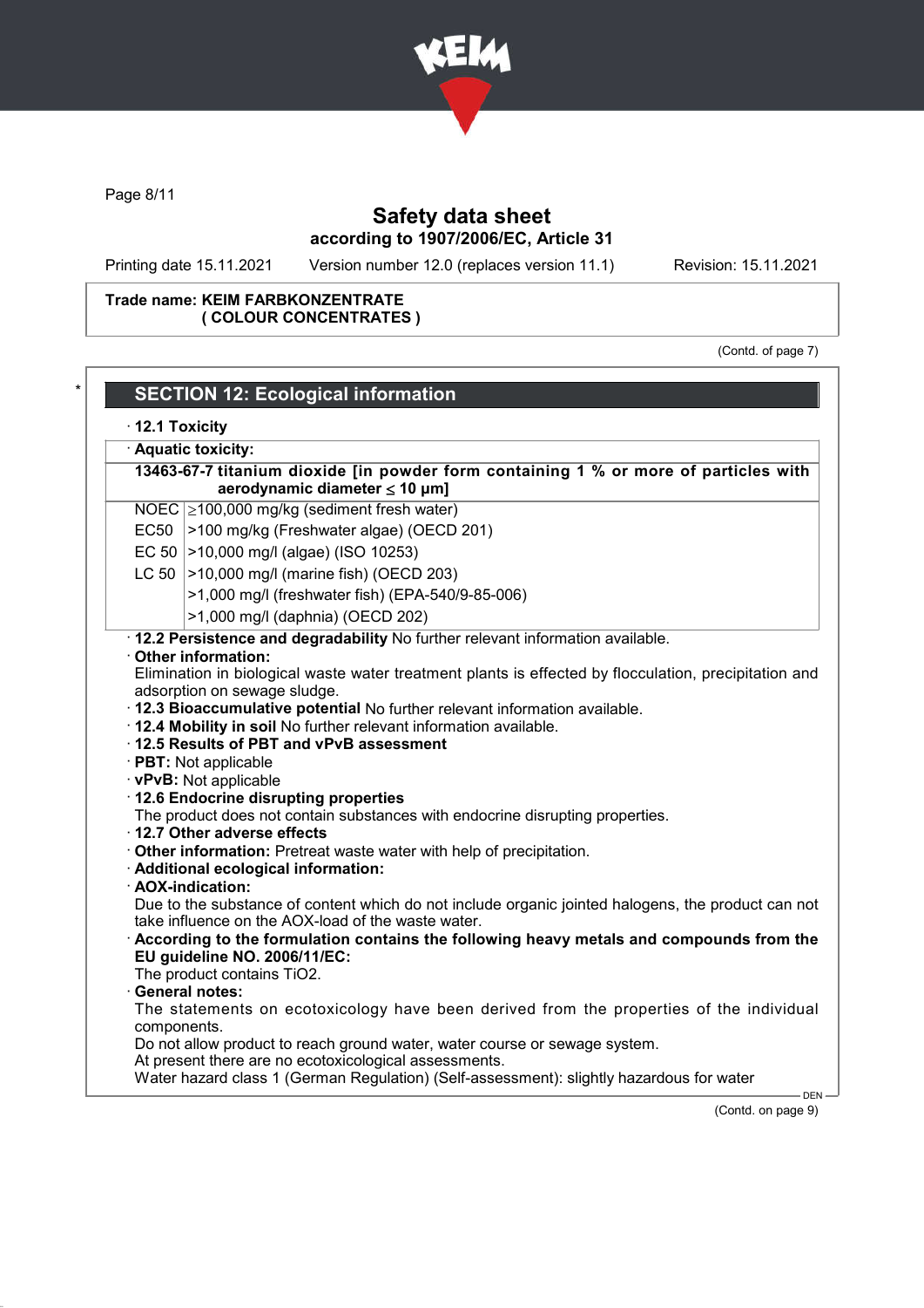Trade name: KEIM FARBKONZENTRATE ( COLOUR CONCENTRATES )

(Contd. of page 7)

## SECTION 12: Ecological information

· **12.1 Toxicity**

· **Aquatic toxicity:**

| **13463-67-7 titanium dioxide [in powder form containing 1 % or more of particles with aerodynamic diameter ≤ 10 μm]** | |
|---|---|
| NOEC | ≥100,000 mg/kg (sediment fresh water) |
| EC50 | >100 mg/kg (Freshwater algae) (OECD 201) |
| EC 50 | >10,000 mg/l (algae) (ISO 10253) |
| LC 50 | >10,000 mg/l (marine fish) (OECD 203) |
| | >1,000 mg/l (freshwater fish) (EPA-540/9-85-006) |
| | >1,000 mg/l (daphnia) (OECD 202) |

· **12.2 Persistence and degradability** No further relevant information available.

· **Other information:**
Elimination in biological waste water treatment plants is effected by flocculation, precipitation and adsorption on sewage sludge.

· **12.3 Bioaccumulative potential** No further relevant information available.

· **12.4 Mobility in soil** No further relevant information available.

· **12.5 Results of PBT and vPvB assessment**

· **PBT:** Not applicable

· **vPvB:** Not applicable

· **12.6 Endocrine disrupting properties**
The product does not contain substances with endocrine disrupting properties.

· **12.7 Other adverse effects**

· **Other information:** Pretreat waste water with help of precipitation.

· **Additional ecological information:**

· **AOX-indication:**
Due to the substance of content which do not include organic jointed halogens, the product can not take influence on the AOX-load of the waste water.

· **According to the formulation contains the following heavy metals and compounds from the EU guideline NO. 2006/11/EC:**
The product contains $TiO_2$.

· **General notes:**
The statements on ecotoxicology have been derived from the properties of the individual components.
Do not allow product to reach ground water, water course or sewage system.
At present there are no ecotoxicological assessments.
Water hazard class 1 (German Regulation) (Self-assessment): slightly hazardous for water

(Contd. on page 9)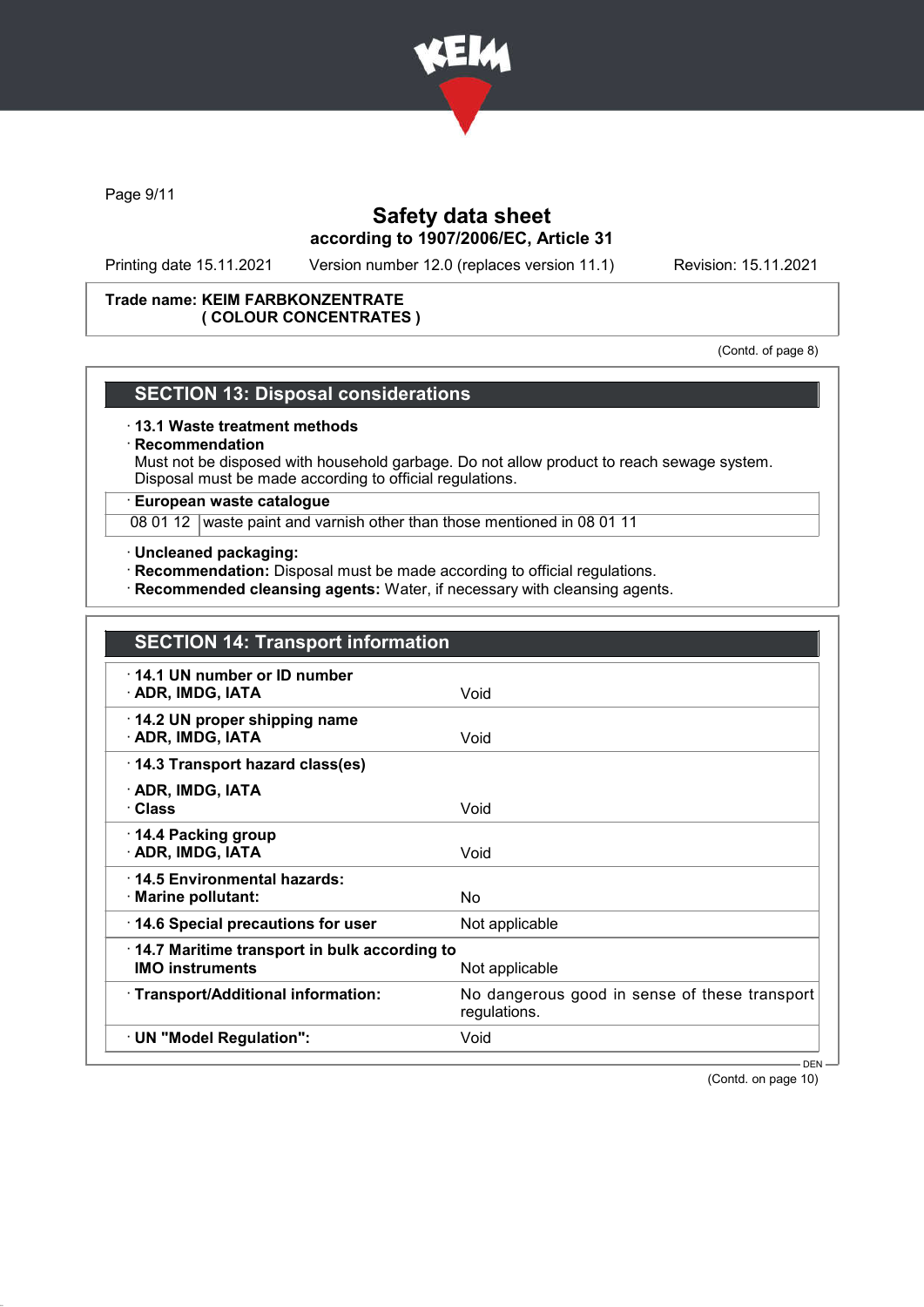Trade name: KEIM FARBKONZENTRATE
( COLOUR CONCENTRATES )

(Contd. of page 8)

## SECTION 13: Disposal considerations

· **13.1 Waste treatment methods**
· **Recommendation**
Must not be disposed with household garbage. Do not allow product to reach sewage system.
Disposal must be made according to official regulations.

· **European waste catalogue**

| | |
|---|---|
| 08 01 12 | waste paint and varnish other than those mentioned in 08 01 11 |

· **Uncleaned packaging:**
· **Recommendation:** Disposal must be made according to official regulations.
· **Recommended cleansing agents:** Water, if necessary with cleansing agents.

## SECTION 14: Transport information

| | |
|---|---|
| · **14.1 UN number or ID number**<br>· **ADR, IMDG, IATA** | Void |
| · **14.2 UN proper shipping name**<br>· **ADR, IMDG, IATA** | Void |
| · **14.3 Transport hazard class(es)**<br>· **ADR, IMDG, IATA**<br>· **Class** | Void |
| · **14.4 Packing group**<br>· **ADR, IMDG, IATA** | Void |
| · **14.5 Environmental hazards:**<br>· **Marine pollutant:** | No |
| · **14.6 Special precautions for user** | Not applicable |
| · **14.7 Maritime transport in bulk according to IMO instruments** | Not applicable |
| · **Transport/Additional information:** | No dangerous good in sense of these transport regulations. |
| · **UN "Model Regulation":** | Void |

(Contd. on page 10)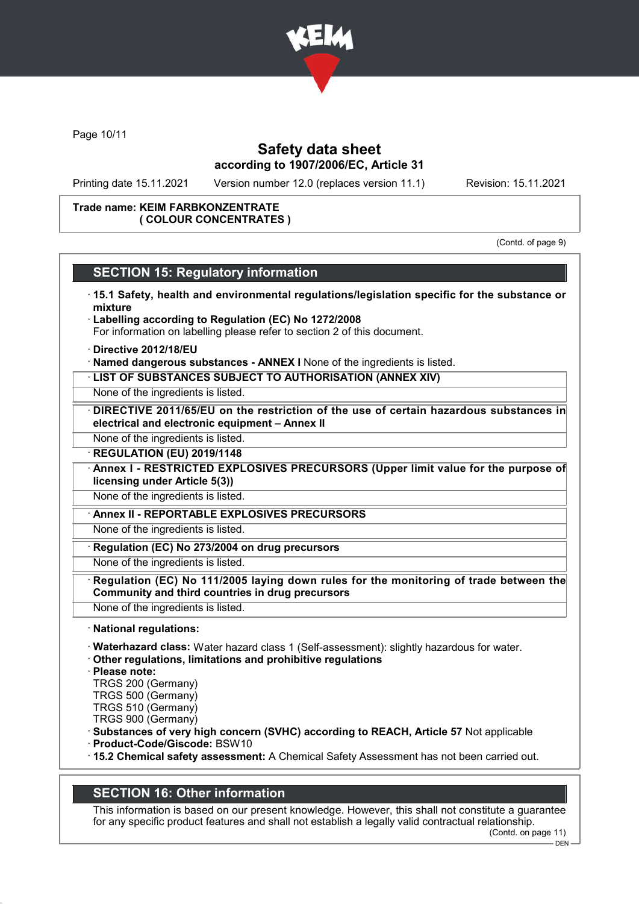Trade name: KEIM FARBKONZENTRATE
( COLOUR CONCENTRATES )

(Contd. of page 9)

## SECTION 15: Regulatory information

· **15.1 Safety, health and environmental regulations/legislation specific for the substance or mixture**
· **Labelling according to Regulation (EC) No 1272/2008**
For information on labelling please refer to section 2 of this document.

· **Directive 2012/18/EU**
· **Named dangerous substances - ANNEX I** None of the ingredients is listed.
· **LIST OF SUBSTANCES SUBJECT TO AUTHORISATION (ANNEX XIV)**
None of the ingredients is listed.
· **DIRECTIVE 2011/65/EU on the restriction of the use of certain hazardous substances in electrical and electronic equipment – Annex II**
None of the ingredients is listed.
· **REGULATION (EU) 2019/1148**
· **Annex I - RESTRICTED EXPLOSIVES PRECURSORS (Upper limit value for the purpose of licensing under Article 5(3))**
None of the ingredients is listed.
· **Annex II - REPORTABLE EXPLOSIVES PRECURSORS**
None of the ingredients is listed.
· **Regulation (EC) No 273/2004 on drug precursors**
None of the ingredients is listed.
· **Regulation (EC) No 111/2005 laying down rules for the monitoring of trade between the Community and third countries in drug precursors**
None of the ingredients is listed.

· **National regulations:**

· **Waterhazard class:** Water hazard class 1 (Self-assessment): slightly hazardous for water.
· **Other regulations, limitations and prohibitive regulations**
· **Please note:**
TRGS 200 (Germany)
TRGS 500 (Germany)
TRGS 510 (Germany)
TRGS 900 (Germany)
· **Substances of very high concern (SVHC) according to REACH, Article 57** Not applicable
· **Product-Code/Giscode:** BSW10
· **15.2 Chemical safety assessment:** A Chemical Safety Assessment has not been carried out.

## SECTION 16: Other information

This information is based on our present knowledge. However, this shall not constitute a guarantee for any specific product features and shall not establish a legally valid contractual relationship.

(Contd. on page 11)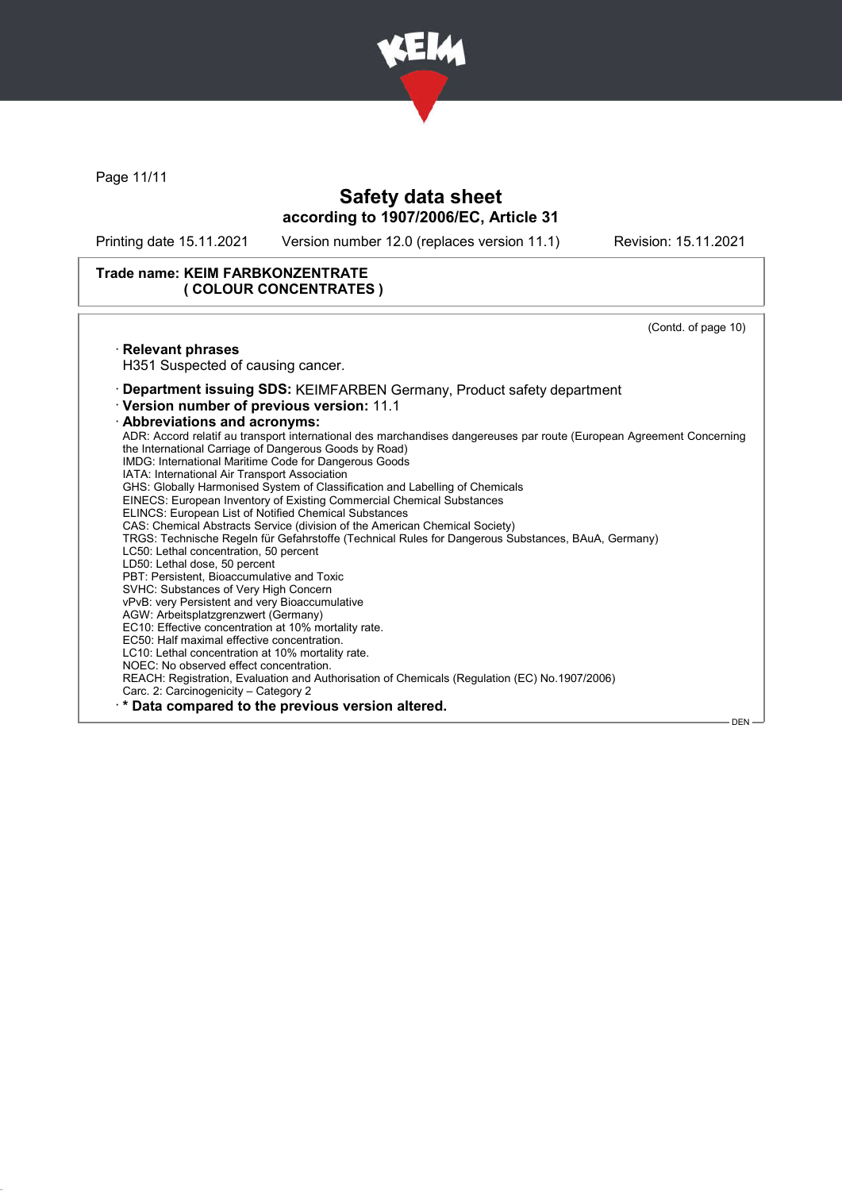# Safety data sheet
## according to 1907/2006/EC, Article 31

Printing date 15.11.2021 Version number 12.0 (replaces version 11.1) Revision: 15.11.2021

**Trade name: KEIM FARBKONZENTRATE ( COLOUR CONCENTRATES )**

(Contd. of page 10)

· **Relevant phrases**
H351 Suspected of causing cancer.

· **Department issuing SDS:** KEIMFARBEN Germany, Product safety department
· **Version number of previous version:** 11.1
· **Abbreviations and acronyms:**
ADR: Accord relatif au transport international des marchandises dangereuses par route (European Agreement Concerning the International Carriage of Dangerous Goods by Road)
IMDG: International Maritime Code for Dangerous Goods
IATA: International Air Transport Association
GHS: Globally Harmonised System of Classification and Labelling of Chemicals
EINECS: European Inventory of Existing Commercial Chemical Substances
ELINCS: European List of Notified Chemical Substances
CAS: Chemical Abstracts Service (division of the American Chemical Society)
TRGS: Technische Regeln für Gefahrstoffe (Technical Rules for Dangerous Substances, BAuA, Germany)
LC50: Lethal concentration, 50 percent
LD50: Lethal dose, 50 percent
PBT: Persistent, Bioaccumulative and Toxic
SVHC: Substances of Very High Concern
vPvB: very Persistent and very Bioaccumulative
AGW: Arbeitsplatzgrenzwert (Germany)
EC10: Effective concentration at 10% mortality rate.
EC50: Half maximal effective concentration.
LC10: Lethal concentration at 10% mortality rate.
NOEC: No observed effect concentration.
REACH: Registration, Evaluation and Authorisation of Chemicals (Regulation (EC) No.1907/2006)
Carc. 2: Carcinogenicity – Category 2
· **\* Data compared to the previous version altered.**

DEN